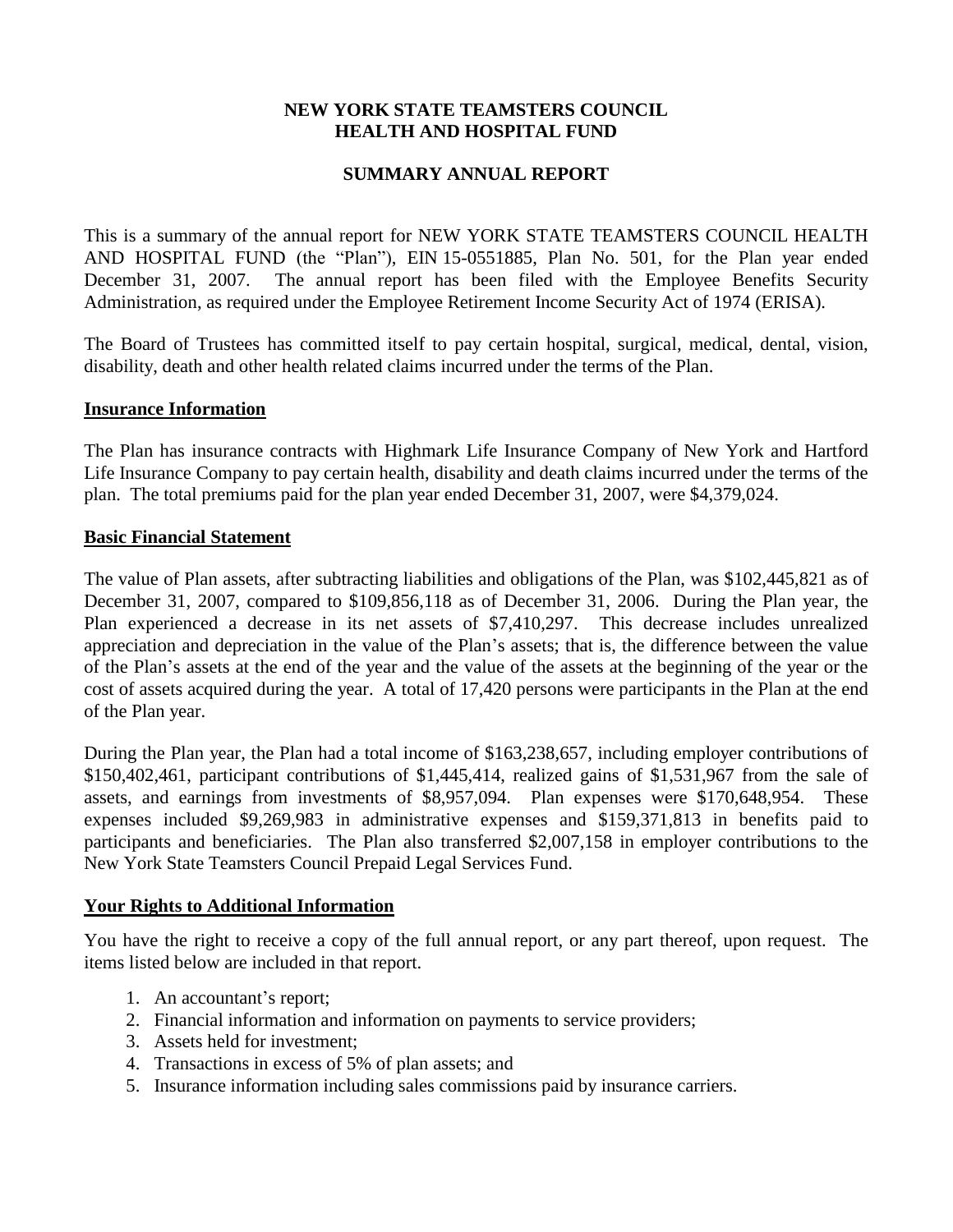# NEW YORK STATE TEAMSTERS COUNCIL
# HEALTH AND HOSPITAL FUND

## SUMMARY ANNUAL REPORT

This is a summary of the annual report for NEW YORK STATE TEAMSTERS COUNCIL HEALTH AND HOSPITAL FUND (the "Plan"), EIN 15-0551885, Plan No. 501, for the Plan year ended December 31, 2007. The annual report has been filed with the Employee Benefits Security Administration, as required under the Employee Retirement Income Security Act of 1974 (ERISA).

The Board of Trustees has committed itself to pay certain hospital, surgical, medical, dental, vision, disability, death and other health related claims incurred under the terms of the Plan.

### Insurance Information

The Plan has insurance contracts with Highmark Life Insurance Company of New York and Hartford Life Insurance Company to pay certain health, disability and death claims incurred under the terms of the plan. The total premiums paid for the plan year ended December 31, 2007, were $4,379,024.

### Basic Financial Statement

The value of Plan assets, after subtracting liabilities and obligations of the Plan, was $102,445,821 as of December 31, 2007, compared to $109,856,118 as of December 31, 2006. During the Plan year, the Plan experienced a decrease in its net assets of $7,410,297. This decrease includes unrealized appreciation and depreciation in the value of the Plan's assets; that is, the difference between the value of the Plan's assets at the end of the year and the value of the assets at the beginning of the year or the cost of assets acquired during the year. A total of 17,420 persons were participants in the Plan at the end of the Plan year.

During the Plan year, the Plan had a total income of $163,238,657, including employer contributions of $150,402,461, participant contributions of $1,445,414, realized gains of $1,531,967 from the sale of assets, and earnings from investments of $8,957,094. Plan expenses were $170,648,954. These expenses included $9,269,983 in administrative expenses and $159,371,813 in benefits paid to participants and beneficiaries. The Plan also transferred $2,007,158 in employer contributions to the New York State Teamsters Council Prepaid Legal Services Fund.

### Your Rights to Additional Information

You have the right to receive a copy of the full annual report, or any part thereof, upon request. The items listed below are included in that report.

1. An accountant's report;
2. Financial information and information on payments to service providers;
3. Assets held for investment;
4. Transactions in excess of 5% of plan assets; and
5. Insurance information including sales commissions paid by insurance carriers.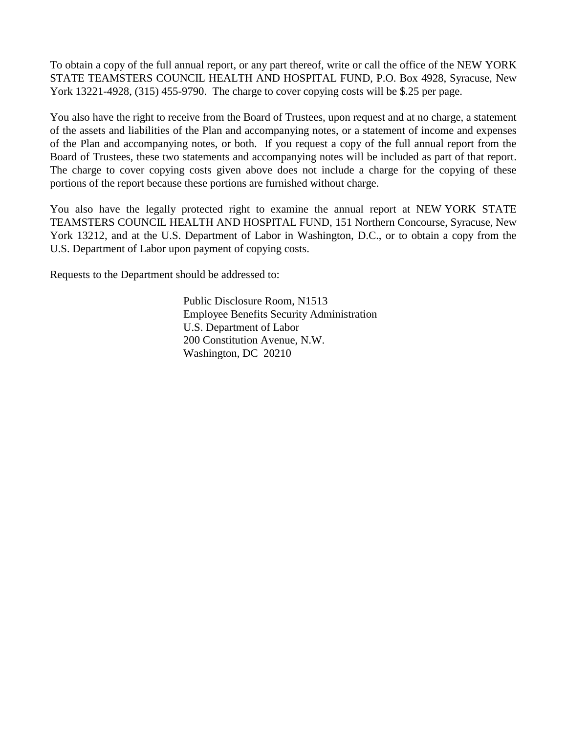To obtain a copy of the full annual report, or any part thereof, write or call the office of the NEW YORK STATE TEAMSTERS COUNCIL HEALTH AND HOSPITAL FUND, P.O. Box 4928, Syracuse, New York 13221-4928, (315) 455-9790. The charge to cover copying costs will be $.25 per page.

You also have the right to receive from the Board of Trustees, upon request and at no charge, a statement of the assets and liabilities of the Plan and accompanying notes, or a statement of income and expenses of the Plan and accompanying notes, or both. If you request a copy of the full annual report from the Board of Trustees, these two statements and accompanying notes will be included as part of that report. The charge to cover copying costs given above does not include a charge for the copying of these portions of the report because these portions are furnished without charge.

You also have the legally protected right to examine the annual report at NEW YORK STATE TEAMSTERS COUNCIL HEALTH AND HOSPITAL FUND, 151 Northern Concourse, Syracuse, New York 13212, and at the U.S. Department of Labor in Washington, D.C., or to obtain a copy from the U.S. Department of Labor upon payment of copying costs.

Requests to the Department should be addressed to:

Public Disclosure Room, N1513  
Employee Benefits Security Administration  
U.S. Department of Labor  
200 Constitution Avenue, N.W.  
Washington, DC 20210